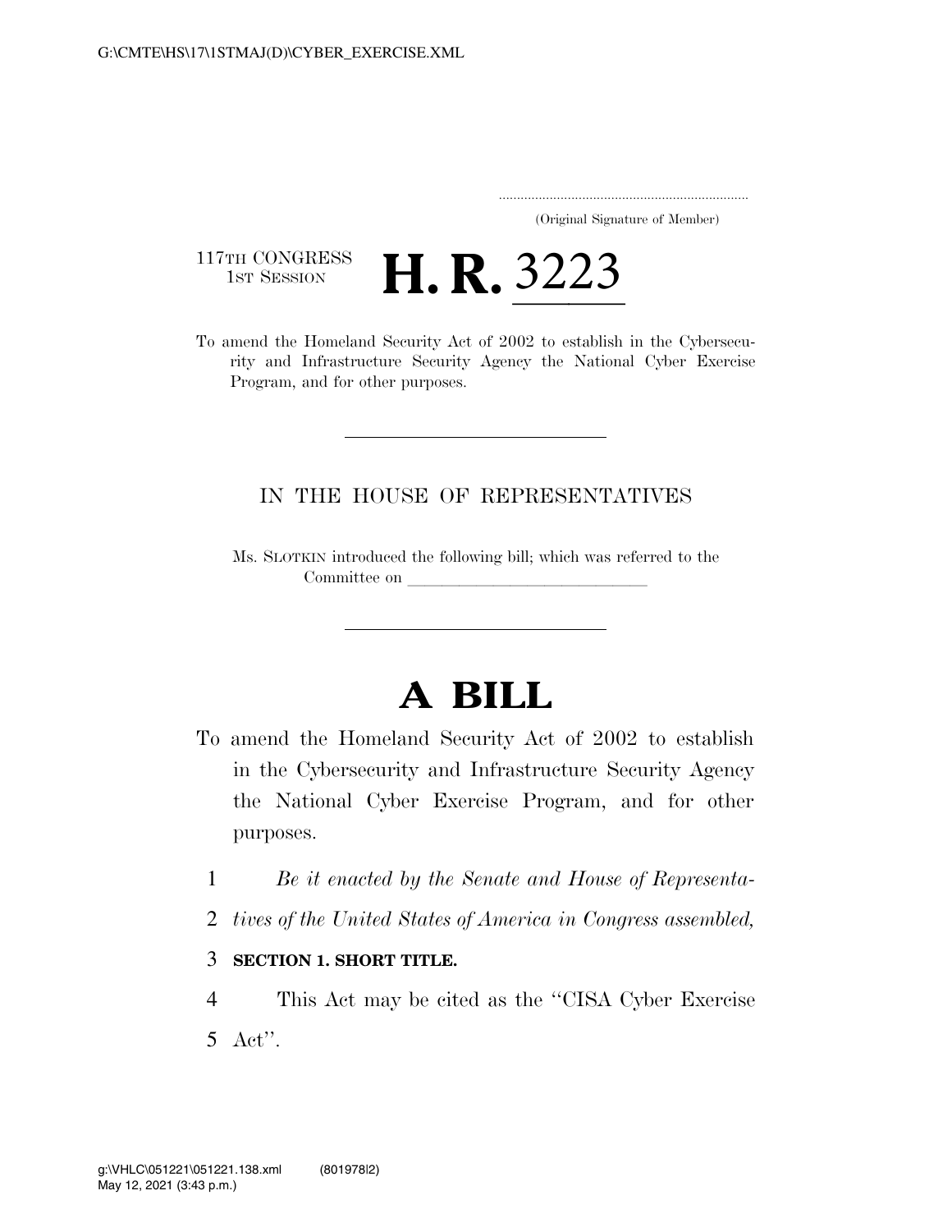(Original Signature of Member)

117TH CONGRESS
1ST SESSION

# H. R. 3223

To amend the Homeland Security Act of 2002 to establish in the Cybersecurity and Infrastructure Security Agency the National Cyber Exercise Program, and for other purposes.

IN THE HOUSE OF REPRESENTATIVES

Ms. SLOTKIN introduced the following bill; which was referred to the Committee on \_\_\_\_\_\_\_\_\_\_\_\_\_\_\_\_\_\_\_\_\_\_\_\_\_\_\_\_\_\_

# A BILL

To amend the Homeland Security Act of 2002 to establish in the Cybersecurity and Infrastructure Security Agency the National Cyber Exercise Program, and for other purposes.

1 *Be it enacted by the Senate and House of Representa-*
2 *tives of the United States of America in Congress assembled,*

3 **SECTION 1. SHORT TITLE.**

4 This Act may be cited as the ''CISA Cyber Exercise
5 Act''.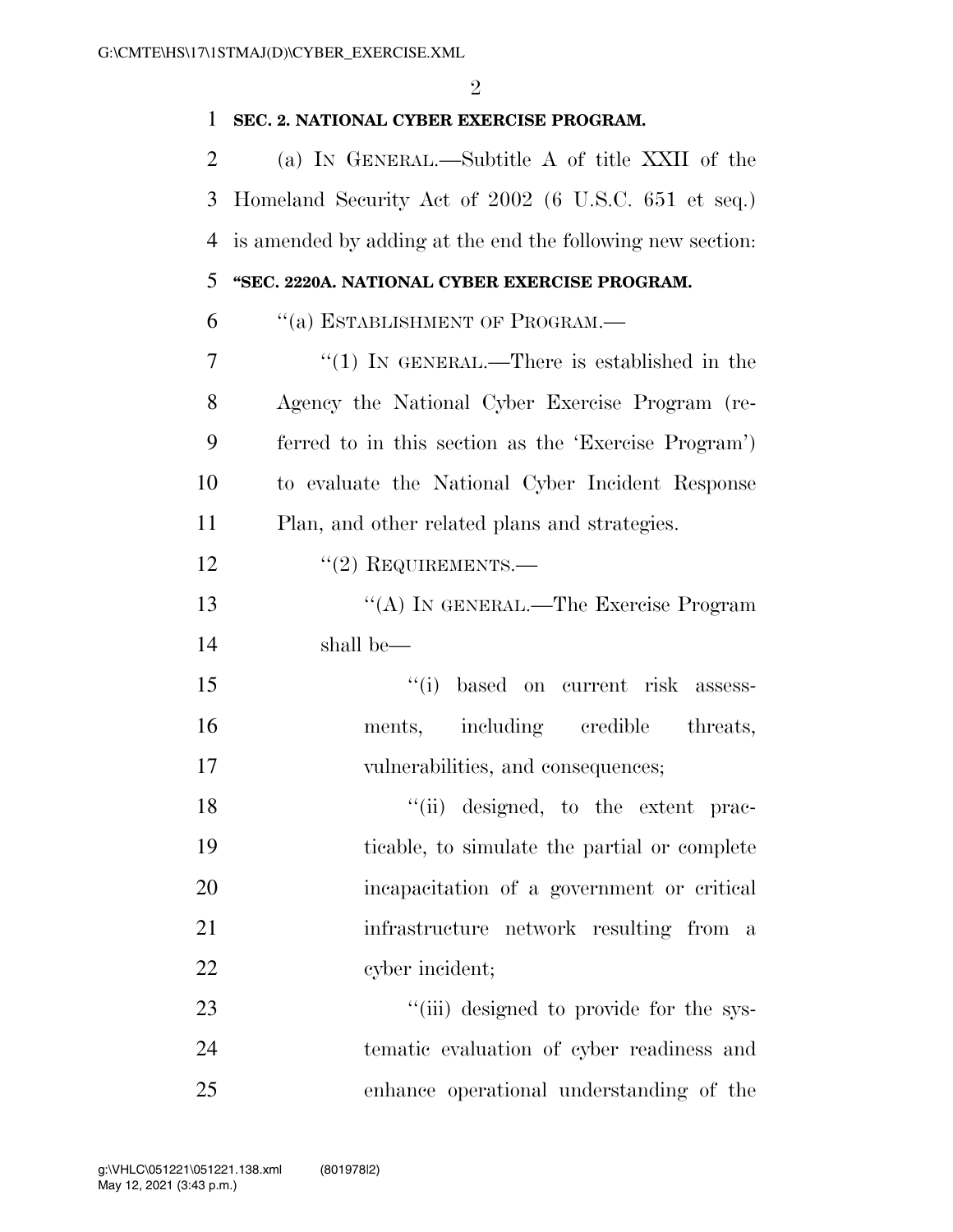**SEC. 2. NATIONAL CYBER EXERCISE PROGRAM.**

(a) IN GENERAL.—Subtitle A of title XXII of the Homeland Security Act of 2002 (6 U.S.C. 651 et seq.) is amended by adding at the end the following new section:

**"SEC. 2220A. NATIONAL CYBER EXERCISE PROGRAM.**

"(a) ESTABLISHMENT OF PROGRAM.—

"(1) IN GENERAL.—There is established in the Agency the National Cyber Exercise Program (referred to in this section as the 'Exercise Program') to evaluate the National Cyber Incident Response Plan, and other related plans and strategies.

"(2) REQUIREMENTS.—

"(A) IN GENERAL.—The Exercise Program shall be—

"(i) based on current risk assessments, including credible threats, vulnerabilities, and consequences;

"(ii) designed, to the extent practicable, to simulate the partial or complete incapacitation of a government or critical infrastructure network resulting from a cyber incident;

"(iii) designed to provide for the systematic evaluation of cyber readiness and enhance operational understanding of the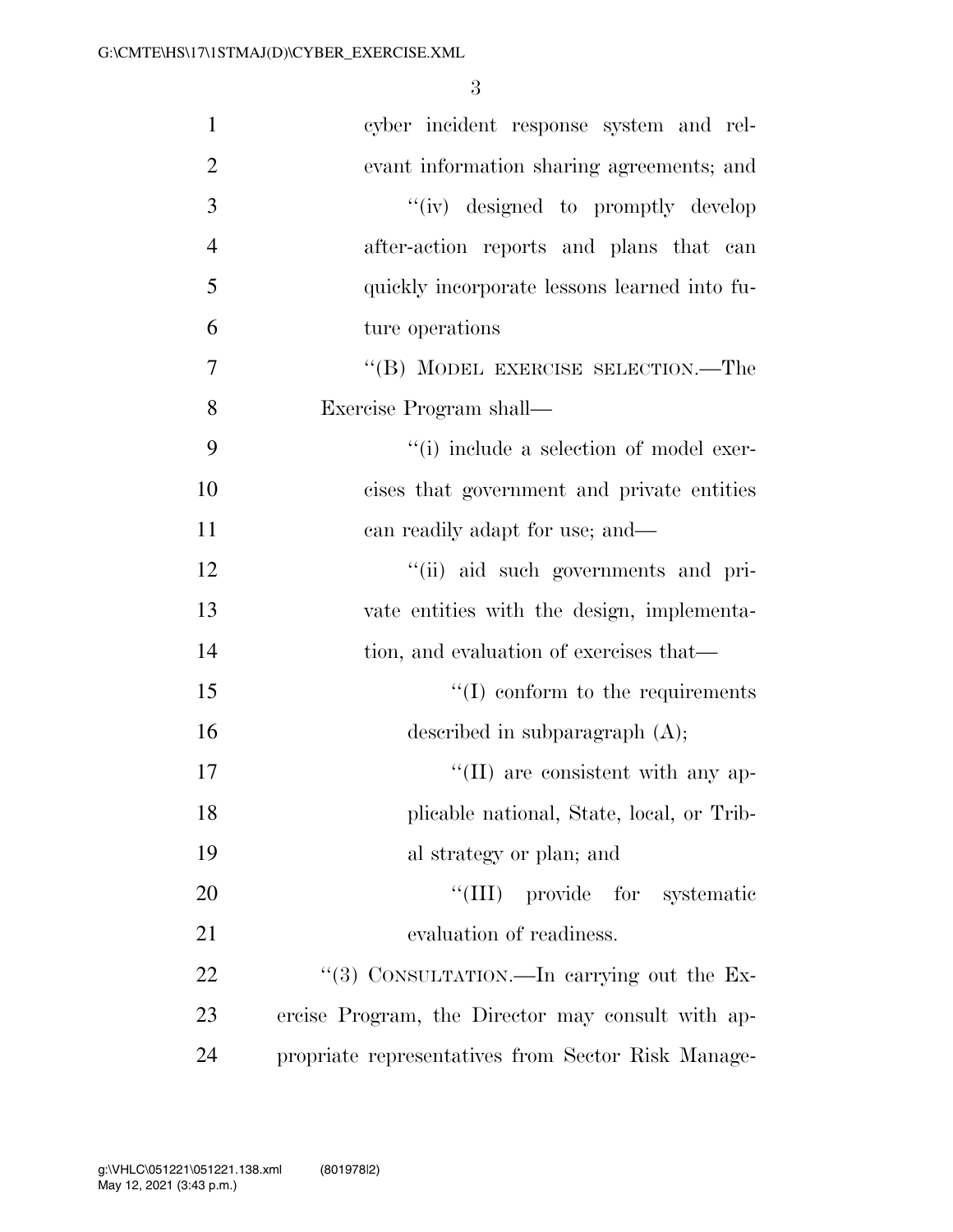cyber incident response system and relevant information sharing agreements; and

"(iv) designed to promptly develop after-action reports and plans that can quickly incorporate lessons learned into future operations

"(B) MODEL EXERCISE SELECTION.—The Exercise Program shall—

"(i) include a selection of model exercises that government and private entities can readily adapt for use; and—

"(ii) aid such governments and private entities with the design, implementation, and evaluation of exercises that—

"(I) conform to the requirements described in subparagraph (A);

"(II) are consistent with any applicable national, State, local, or Tribal strategy or plan; and

"(III) provide for systematic evaluation of readiness.

"(3) CONSULTATION.—In carrying out the Exercise Program, the Director may consult with appropriate representatives from Sector Risk Manage-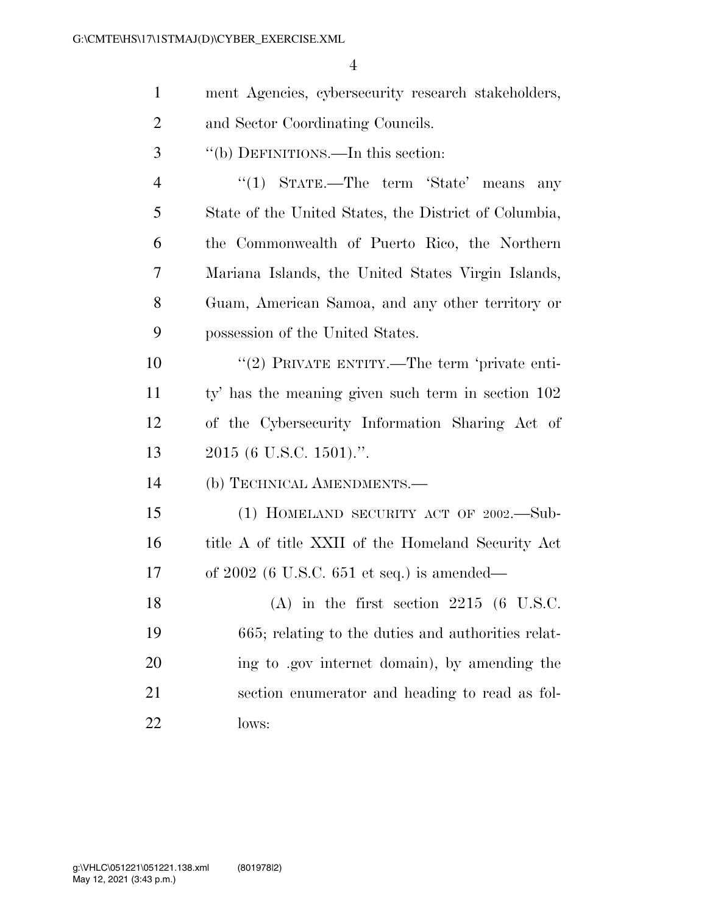ment Agencies, cybersecurity research stakeholders, and Sector Coordinating Councils.

''(b) DEFINITIONS.—In this section:

''(1) STATE.—The term 'State' means any State of the United States, the District of Columbia, the Commonwealth of Puerto Rico, the Northern Mariana Islands, the United States Virgin Islands, Guam, American Samoa, and any other territory or possession of the United States.

''(2) PRIVATE ENTITY.—The term 'private entity' has the meaning given such term in section 102 of the Cybersecurity Information Sharing Act of 2015 (6 U.S.C. 1501).''.

(b) TECHNICAL AMENDMENTS.—

(1) HOMELAND SECURITY ACT OF 2002.—Subtitle A of title XXII of the Homeland Security Act of 2002 (6 U.S.C. 651 et seq.) is amended—

(A) in the first section 2215 (6 U.S.C. 665; relating to the duties and authorities relating to .gov internet domain), by amending the section enumerator and heading to read as follows: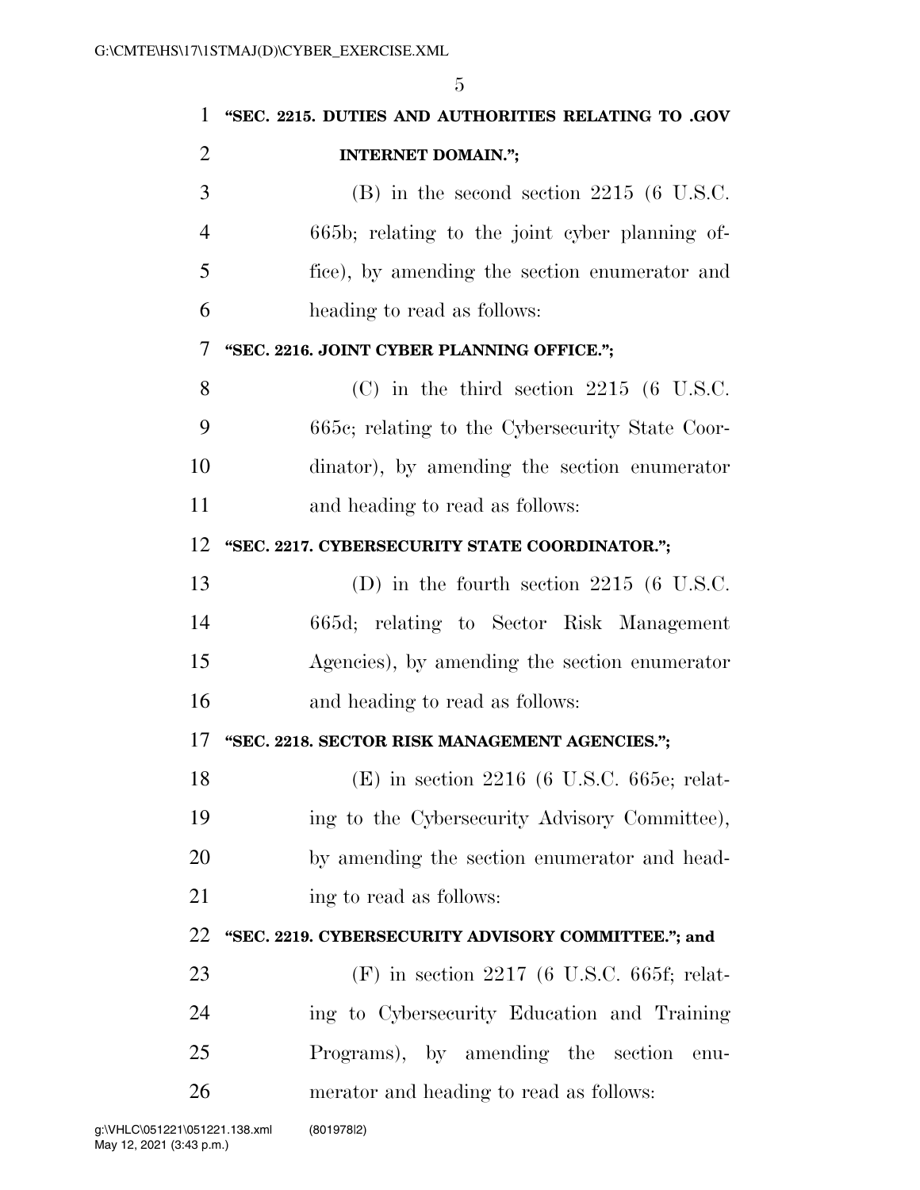**"SEC. 2215. DUTIES AND AUTHORITIES RELATING TO .GOV INTERNET DOMAIN.";**

(B) in the second section 2215 (6 U.S.C. 665b; relating to the joint cyber planning office), by amending the section enumerator and heading to read as follows:

**"SEC. 2216. JOINT CYBER PLANNING OFFICE.";**

(C) in the third section 2215 (6 U.S.C. 665c; relating to the Cybersecurity State Coordinator), by amending the section enumerator and heading to read as follows:

**"SEC. 2217. CYBERSECURITY STATE COORDINATOR.";**

(D) in the fourth section 2215 (6 U.S.C. 665d; relating to Sector Risk Management Agencies), by amending the section enumerator and heading to read as follows:

**"SEC. 2218. SECTOR RISK MANAGEMENT AGENCIES.";**

(E) in section 2216 (6 U.S.C. 665e; relating to the Cybersecurity Advisory Committee), by amending the section enumerator and heading to read as follows:

**"SEC. 2219. CYBERSECURITY ADVISORY COMMITTEE."; and**

(F) in section 2217 (6 U.S.C. 665f; relating to Cybersecurity Education and Training Programs), by amending the section enumerator and heading to read as follows: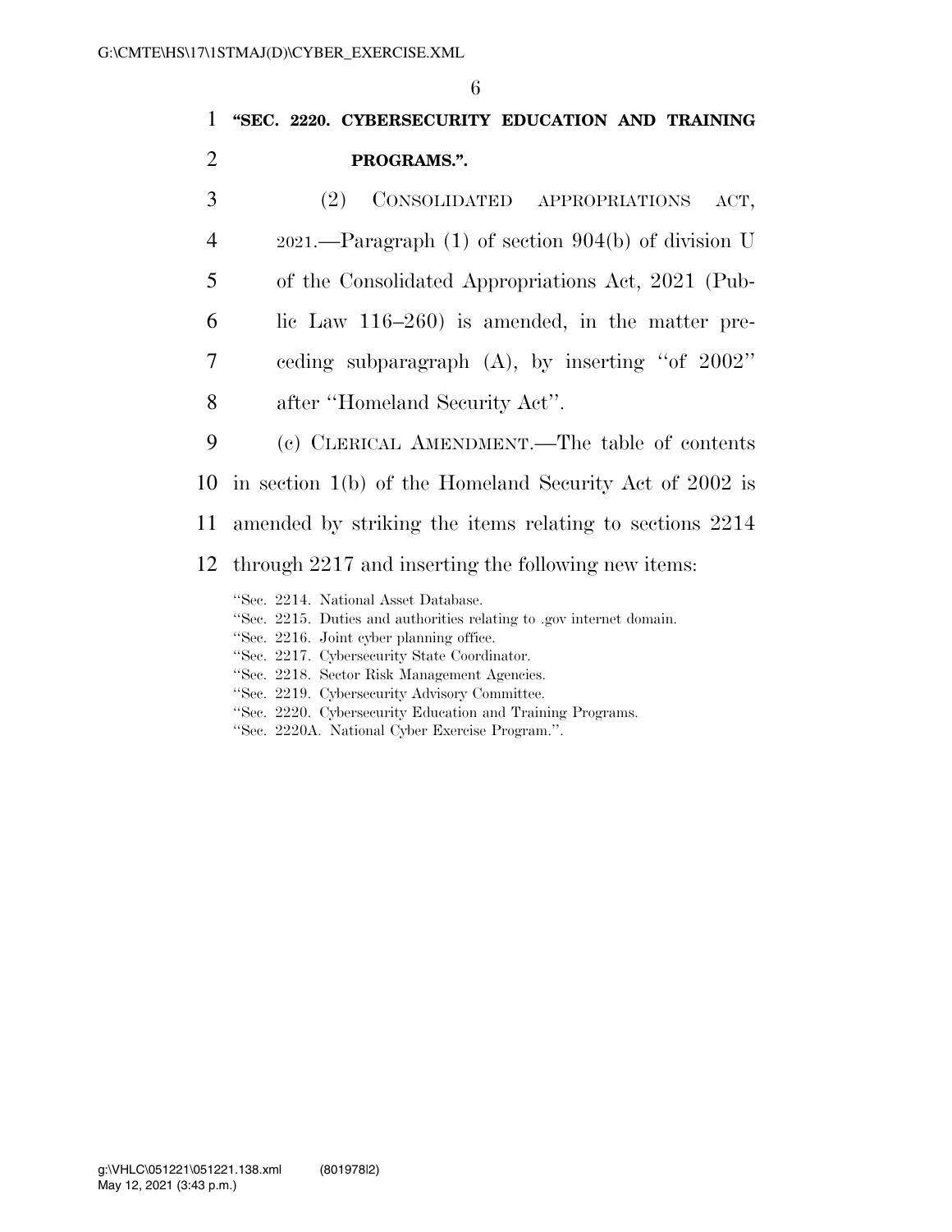"SEC. 2220. CYBERSECURITY EDUCATION AND TRAINING PROGRAMS.".

(2) CONSOLIDATED APPROPRIATIONS ACT, 2021.—Paragraph (1) of section 904(b) of division U of the Consolidated Appropriations Act, 2021 (Public Law 116–260) is amended, in the matter preceding subparagraph (A), by inserting "of 2002" after "Homeland Security Act".

(c) CLERICAL AMENDMENT.—The table of contents in section 1(b) of the Homeland Security Act of 2002 is amended by striking the items relating to sections 2214 through 2217 and inserting the following new items:

"Sec. 2214. National Asset Database.
"Sec. 2215. Duties and authorities relating to .gov internet domain.
"Sec. 2216. Joint cyber planning office.
"Sec. 2217. Cybersecurity State Coordinator.
"Sec. 2218. Sector Risk Management Agencies.
"Sec. 2219. Cybersecurity Advisory Committee.
"Sec. 2220. Cybersecurity Education and Training Programs.
"Sec. 2220A. National Cyber Exercise Program.".